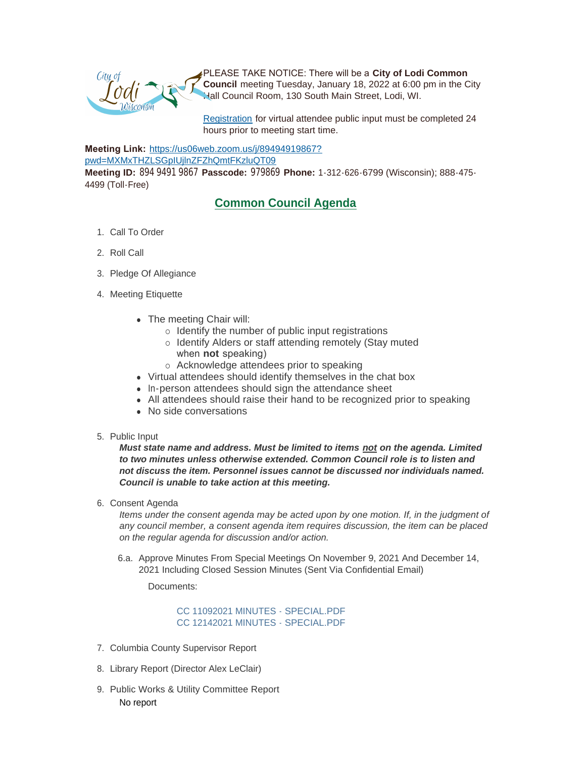PLEASE TAKE NOTICE: There will be a **City of Lodi Common Council** meeting Tuesday, January 18, 2022 at 6:00 pm in the City Hall Council Room, 130 South Main Street, Lodi, WI.

[Registration](Registration) for virtual attendee public input must be completed 24 hours prior to meeting start time.

**Meeting Link:** https://us06web.zoom.us/j/89494919867?pwd=MXMxTHZLSGpIUjlnZFZhQmtFKzluQT09
**Meeting ID:** 894 9491 9867 **Passcode:** 979869 **Phone:** 1-312-626-6799 (Wisconsin); 888-475-4499 (Toll-Free)

## Common Council Agenda

1. Call To Order
2. Roll Call
3. Pledge Of Allegiance
4. Meeting Etiquette
   - The meeting Chair will:
     - Identify the number of public input registrations
     - Identify Alders or staff attending remotely (Stay muted when **not** speaking)
     - Acknowledge attendees prior to speaking
   - Virtual attendees should identify themselves in the chat box
   - In-person attendees should sign the attendance sheet
   - All attendees should raise their hand to be recognized prior to speaking
   - No side conversations
5. Public Input

   ***Must state name and address. Must be limited to items not on the agenda. Limited to two minutes unless otherwise extended. Common Council role is to listen and not discuss the item. Personnel issues cannot be discussed nor individuals named. Council is unable to take action at this meeting.***
6. Consent Agenda

   *Items under the consent agenda may be acted upon by one motion. If, in the judgment of any council member, a consent agenda item requires discussion, the item can be placed on the regular agenda for discussion and/or action.*

   6.a. Approve Minutes From Special Meetings On November 9, 2021 And December 14, 2021 Including Closed Session Minutes (Sent Via Confidential Email)

   Documents:

   CC 11092021 MINUTES - SPECIAL.PDF
   CC 12142021 MINUTES - SPECIAL.PDF
7. Columbia County Supervisor Report
8. Library Report (Director Alex LeClair)
9. Public Works & Utility Committee Report

   No report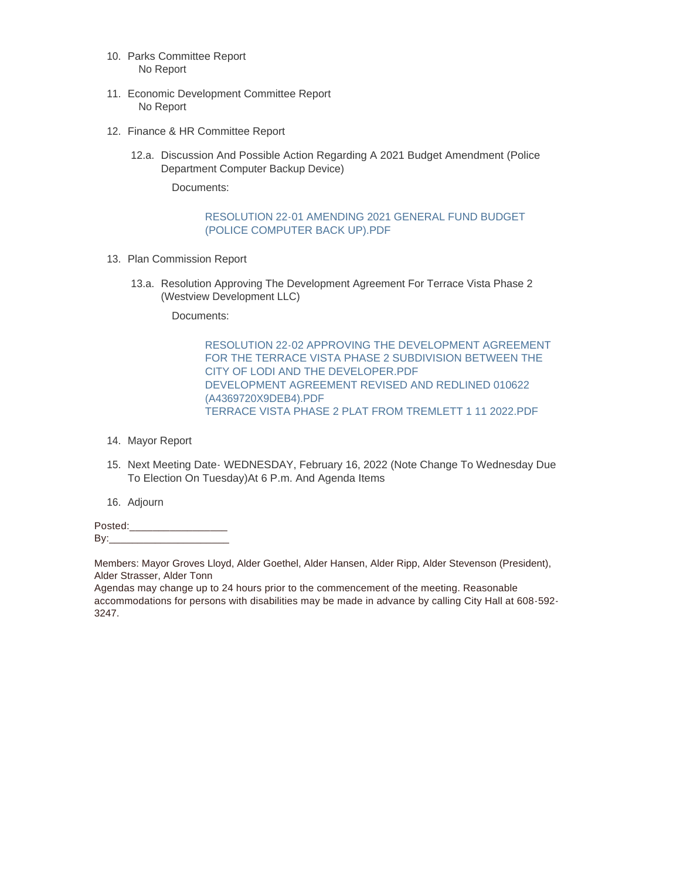10. Parks Committee Report
    No Report

11. Economic Development Committee Report
    No Report

12. Finance & HR Committee Report

    12.a. Discussion And Possible Action Regarding A 2021 Budget Amendment (Police Department Computer Backup Device)

    Documents:

    RESOLUTION 22-01 AMENDING 2021 GENERAL FUND BUDGET (POLICE COMPUTER BACK UP).PDF

13. Plan Commission Report

    13.a. Resolution Approving The Development Agreement For Terrace Vista Phase 2 (Westview Development LLC)

    Documents:

    RESOLUTION 22-02 APPROVING THE DEVELOPMENT AGREEMENT FOR THE TERRACE VISTA PHASE 2 SUBDIVISION BETWEEN THE CITY OF LODI AND THE DEVELOPER.PDF
    DEVELOPMENT AGREEMENT REVISED AND REDLINED 010622 (A4369720X9DEB4).PDF
    TERRACE VISTA PHASE 2 PLAT FROM TREMLETT 1 11 2022.PDF

14. Mayor Report

15. Next Meeting Date- WEDNESDAY, February 16, 2022 (Note Change To Wednesday Due To Election On Tuesday)At 6 P.m. And Agenda Items

16. Adjourn

Posted:_________________
By:_____________________

Members: Mayor Groves Lloyd, Alder Goethel, Alder Hansen, Alder Ripp, Alder Stevenson (President), Alder Strasser, Alder Tonn
Agendas may change up to 24 hours prior to the commencement of the meeting. Reasonable accommodations for persons with disabilities may be made in advance by calling City Hall at 608-592-3247.